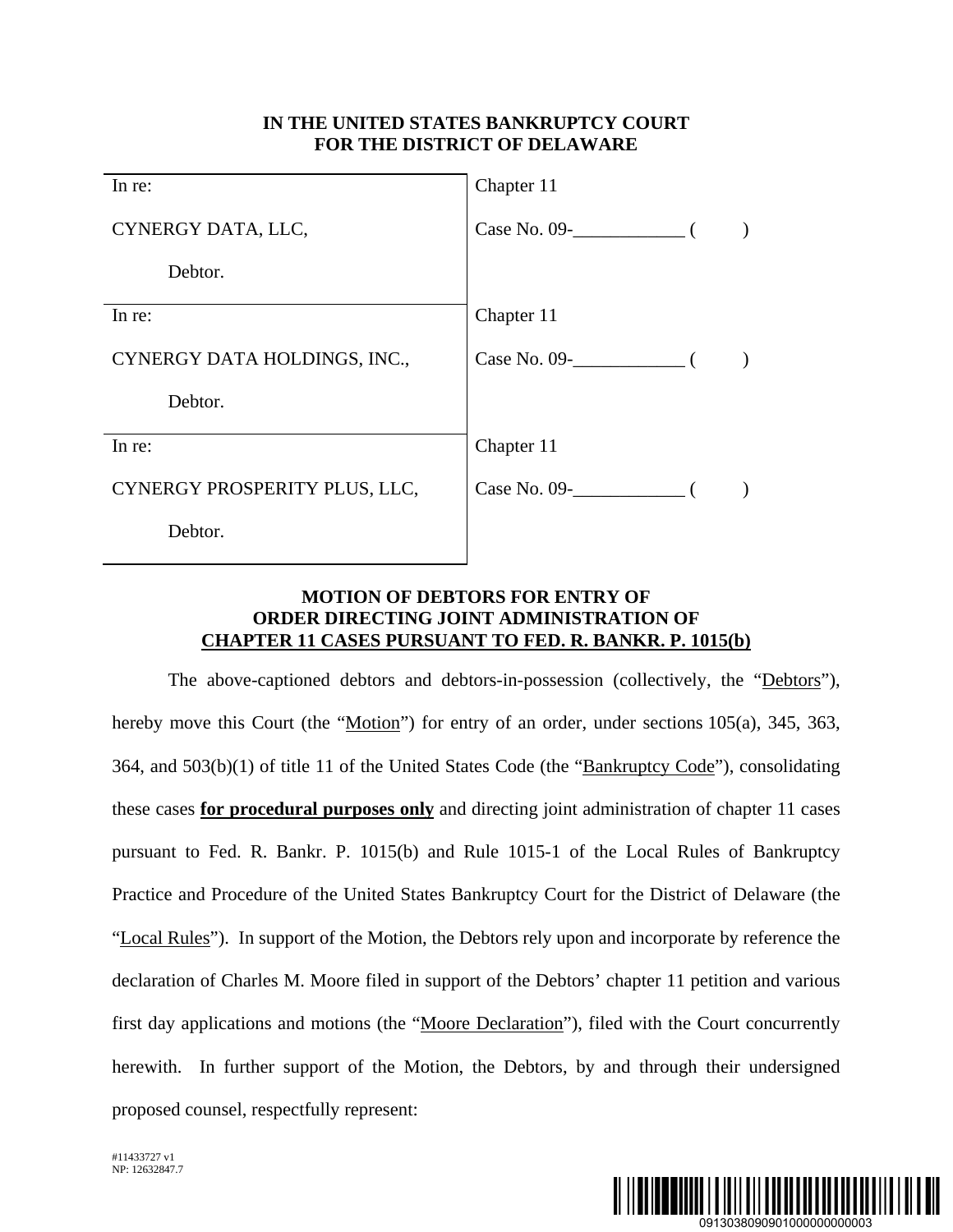**IN THE UNITED STATES BANKRUPTCY COURT**
**FOR THE DISTRICT OF DELAWARE**

| | |
|---|---|
| In re:<br><br>CYNERGY DATA, LLC,<br><br>Debtor. | Chapter 11<br><br>Case No. 09-____________ (        ) |
| In re:<br><br>CYNERGY DATA HOLDINGS, INC.,<br><br>Debtor. | Chapter 11<br><br>Case No. 09-____________ (        ) |
| In re:<br><br>CYNERGY PROSPERITY PLUS, LLC,<br><br>Debtor. | Chapter 11<br><br>Case No. 09-____________ (        ) |

**MOTION OF DEBTORS FOR ENTRY OF ORDER DIRECTING JOINT ADMINISTRATION OF CHAPTER 11 CASES PURSUANT TO FED. R. BANKR. P. 1015(b)**

The above-captioned debtors and debtors-in-possession (collectively, the "Debtors"), hereby move this Court (the "Motion") for entry of an order, under sections 105(a), 345, 363, 364, and 503(b)(1) of title 11 of the United States Code (the "Bankruptcy Code"), consolidating these cases **for procedural purposes only** and directing joint administration of chapter 11 cases pursuant to Fed. R. Bankr. P. 1015(b) and Rule 1015-1 of the Local Rules of Bankruptcy Practice and Procedure of the United States Bankruptcy Court for the District of Delaware (the "Local Rules"). In support of the Motion, the Debtors rely upon and incorporate by reference the declaration of Charles M. Moore filed in support of the Debtors' chapter 11 petition and various first day applications and motions (the "Moore Declaration"), filed with the Court concurrently herewith. In further support of the Motion, the Debtors, by and through their undersigned proposed counsel, respectfully represent:

#11433727 v1
NP: 12632847.7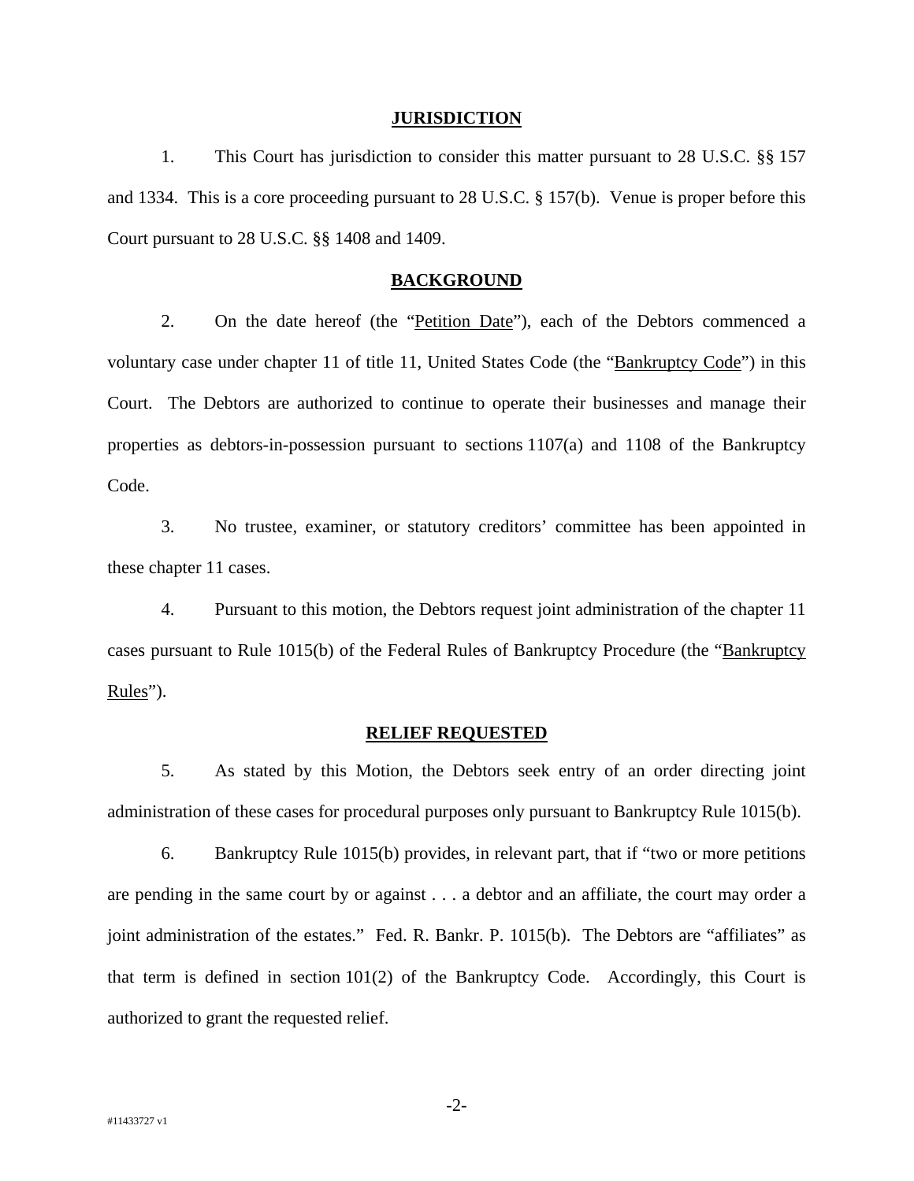## JURISDICTION

1. This Court has jurisdiction to consider this matter pursuant to 28 U.S.C. §§ 157 and 1334. This is a core proceeding pursuant to 28 U.S.C. § 157(b). Venue is proper before this Court pursuant to 28 U.S.C. §§ 1408 and 1409.

## BACKGROUND

2. On the date hereof (the "Petition Date"), each of the Debtors commenced a voluntary case under chapter 11 of title 11, United States Code (the "Bankruptcy Code") in this Court. The Debtors are authorized to continue to operate their businesses and manage their properties as debtors-in-possession pursuant to sections 1107(a) and 1108 of the Bankruptcy Code.

3. No trustee, examiner, or statutory creditors' committee has been appointed in these chapter 11 cases.

4. Pursuant to this motion, the Debtors request joint administration of the chapter 11 cases pursuant to Rule 1015(b) of the Federal Rules of Bankruptcy Procedure (the "Bankruptcy Rules").

## RELIEF REQUESTED

5. As stated by this Motion, the Debtors seek entry of an order directing joint administration of these cases for procedural purposes only pursuant to Bankruptcy Rule 1015(b).

6. Bankruptcy Rule 1015(b) provides, in relevant part, that if "two or more petitions are pending in the same court by or against . . . a debtor and an affiliate, the court may order a joint administration of the estates." Fed. R. Bankr. P. 1015(b). The Debtors are "affiliates" as that term is defined in section 101(2) of the Bankruptcy Code. Accordingly, this Court is authorized to grant the requested relief.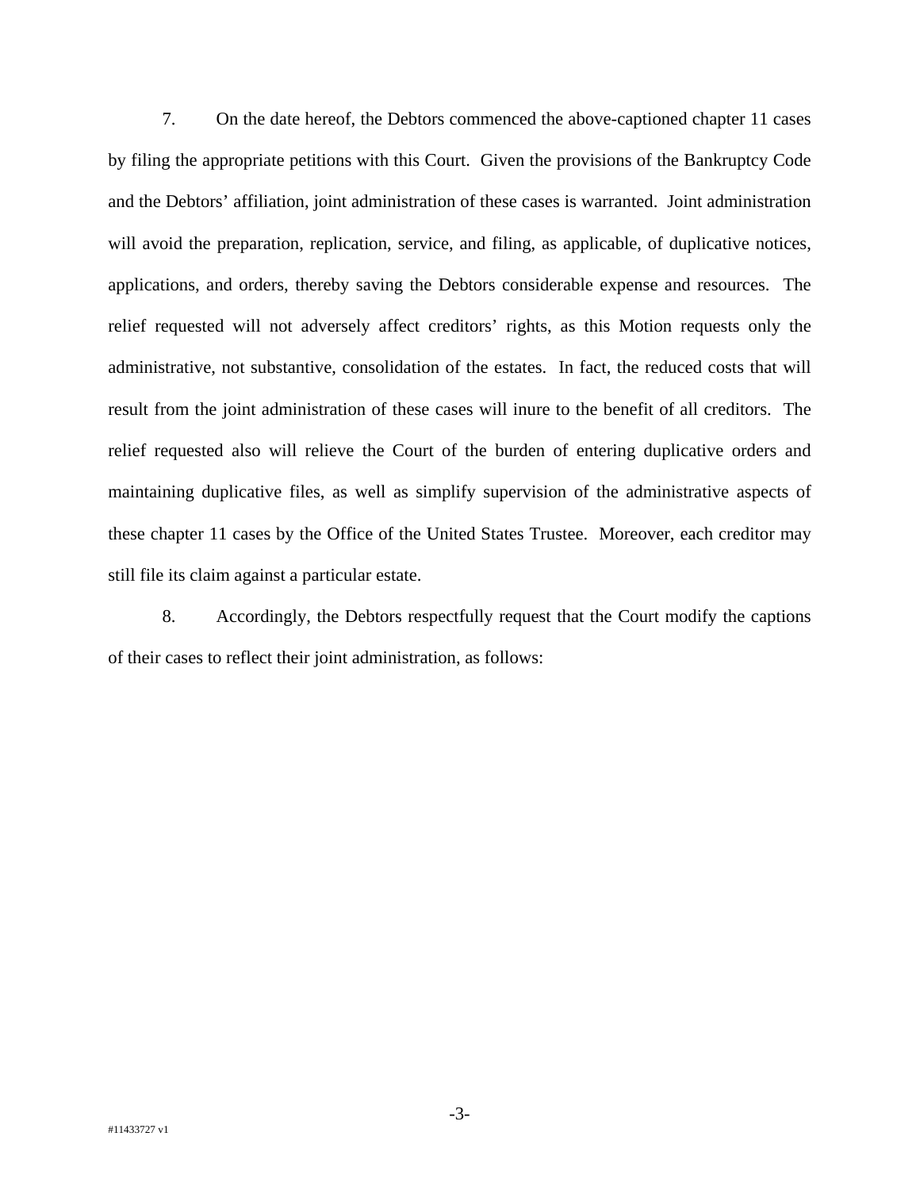7. On the date hereof, the Debtors commenced the above-captioned chapter 11 cases by filing the appropriate petitions with this Court. Given the provisions of the Bankruptcy Code and the Debtors' affiliation, joint administration of these cases is warranted. Joint administration will avoid the preparation, replication, service, and filing, as applicable, of duplicative notices, applications, and orders, thereby saving the Debtors considerable expense and resources. The relief requested will not adversely affect creditors' rights, as this Motion requests only the administrative, not substantive, consolidation of the estates. In fact, the reduced costs that will result from the joint administration of these cases will inure to the benefit of all creditors. The relief requested also will relieve the Court of the burden of entering duplicative orders and maintaining duplicative files, as well as simplify supervision of the administrative aspects of these chapter 11 cases by the Office of the United States Trustee. Moreover, each creditor may still file its claim against a particular estate.

8. Accordingly, the Debtors respectfully request that the Court modify the captions of their cases to reflect their joint administration, as follows:

#11433727 v1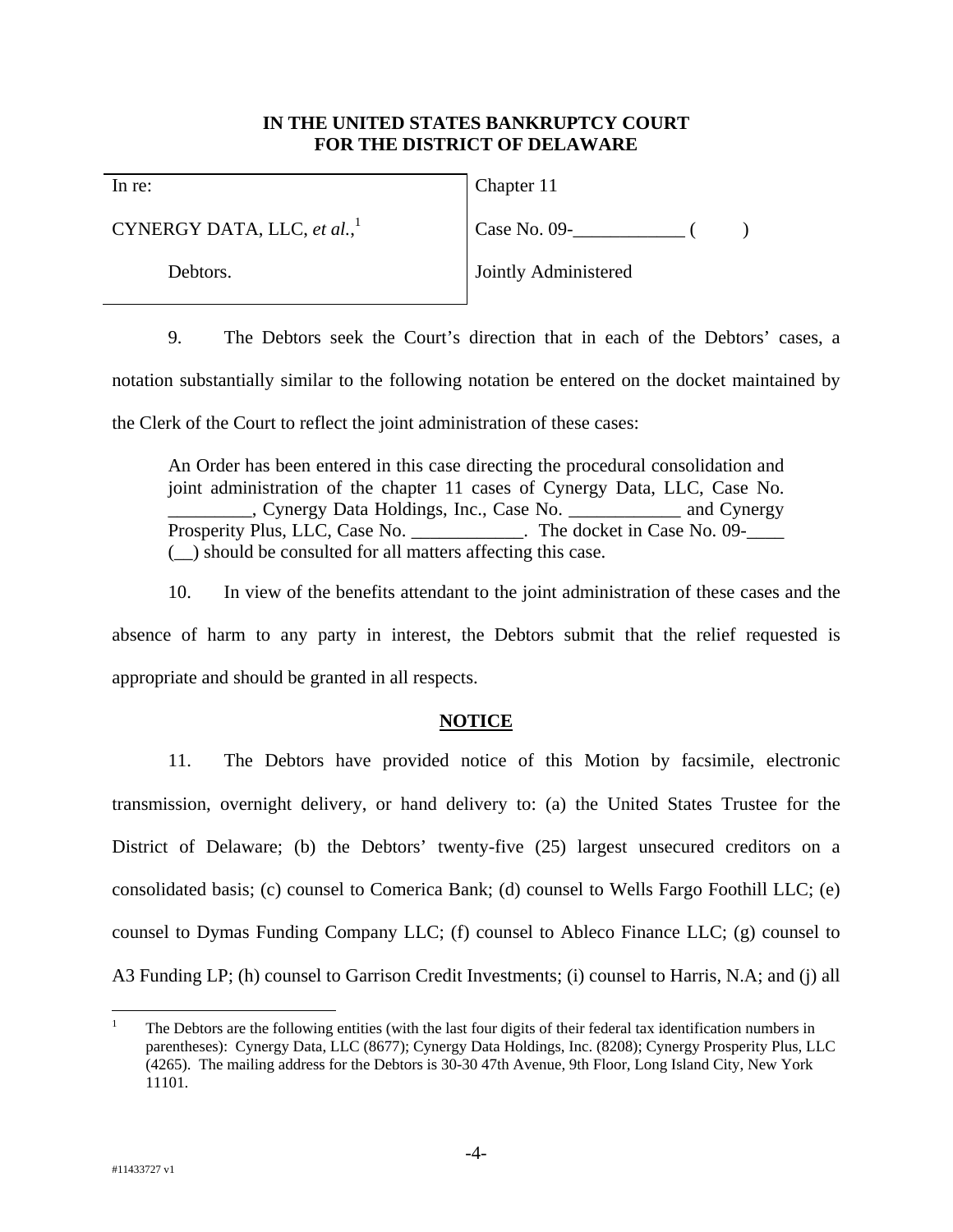**IN THE UNITED STATES BANKRUPTCY COURT**
**FOR THE DISTRICT OF DELAWARE**

| In re: | Chapter 11 |
|---|---|
| CYNERGY DATA, LLC, *et al.*,[1] | Case No. 09-____________ (      ) |
| Debtors. | Jointly Administered |

9. The Debtors seek the Court's direction that in each of the Debtors' cases, a notation substantially similar to the following notation be entered on the docket maintained by the Clerk of the Court to reflect the joint administration of these cases:

> An Order has been entered in this case directing the procedural consolidation and joint administration of the chapter 11 cases of Cynergy Data, LLC, Case No. _________, Cynergy Data Holdings, Inc., Case No. ____________ and Cynergy Prosperity Plus, LLC, Case No. ____________. The docket in Case No. 09-____ (__) should be consulted for all matters affecting this case.

10. In view of the benefits attendant to the joint administration of these cases and the absence of harm to any party in interest, the Debtors submit that the relief requested is appropriate and should be granted in all respects.

**NOTICE**

11. The Debtors have provided notice of this Motion by facsimile, electronic transmission, overnight delivery, or hand delivery to: (a) the United States Trustee for the District of Delaware; (b) the Debtors' twenty-five (25) largest unsecured creditors on a consolidated basis; (c) counsel to Comerica Bank; (d) counsel to Wells Fargo Foothill LLC; (e) counsel to Dymas Funding Company LLC; (f) counsel to Ableco Finance LLC; (g) counsel to A3 Funding LP; (h) counsel to Garrison Credit Investments; (i) counsel to Harris, N.A; and (j) all

---

[1] The Debtors are the following entities (with the last four digits of their federal tax identification numbers in parentheses): Cynergy Data, LLC (8677); Cynergy Data Holdings, Inc. (8208); Cynergy Prosperity Plus, LLC (4265). The mailing address for the Debtors is 30-30 47th Avenue, 9th Floor, Long Island City, New York 11101.

#11433727 v1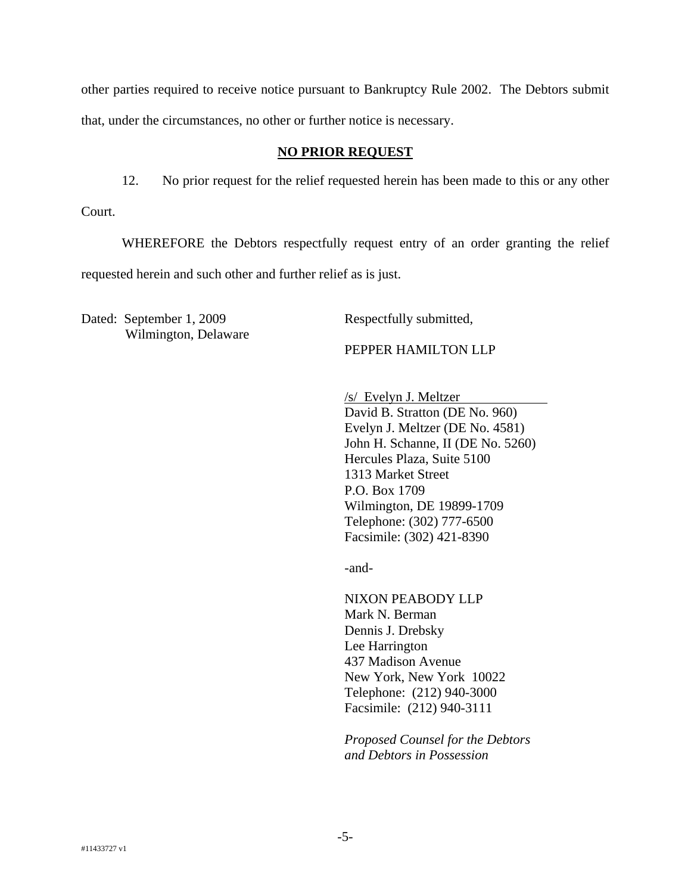other parties required to receive notice pursuant to Bankruptcy Rule 2002. The Debtors submit that, under the circumstances, no other or further notice is necessary.

## NO PRIOR REQUEST

12. No prior request for the relief requested herein has been made to this or any other Court.

WHEREFORE the Debtors respectfully request entry of an order granting the relief requested herein and such other and further relief as is just.

Dated: September 1, 2009
Wilmington, Delaware

Respectfully submitted,

PEPPER HAMILTON LLP

/s/ Evelyn J. Meltzer
David B. Stratton (DE No. 960)
Evelyn J. Meltzer (DE No. 4581)
John H. Schanne, II (DE No. 5260)
Hercules Plaza, Suite 5100
1313 Market Street
P.O. Box 1709
Wilmington, DE 19899-1709
Telephone: (302) 777-6500
Facsimile: (302) 421-8390

-and-

NIXON PEABODY LLP
Mark N. Berman
Dennis J. Drebsky
Lee Harrington
437 Madison Avenue
New York, New York 10022
Telephone: (212) 940-3000
Facsimile: (212) 940-3111

*Proposed Counsel for the Debtors and Debtors in Possession*

#11433727 v1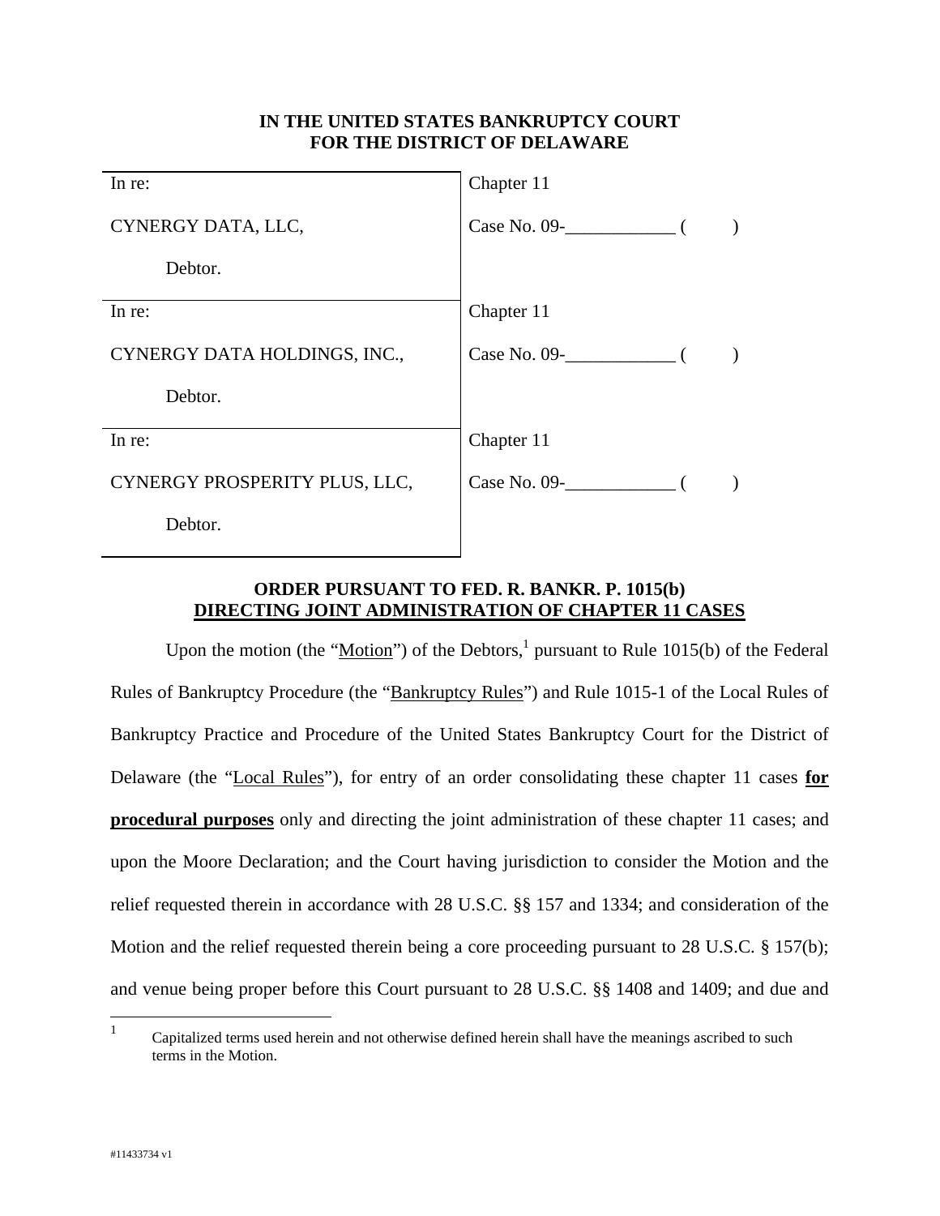**IN THE UNITED STATES BANKRUPTCY COURT**
**FOR THE DISTRICT OF DELAWARE**

| | |
|---|---|
| In re:<br><br>CYNERGY DATA, LLC,<br><br>Debtor. | Chapter 11<br><br>Case No. 09-____________ (    ) |
| In re:<br><br>CYNERGY DATA HOLDINGS, INC.,<br><br>Debtor. | Chapter 11<br><br>Case No. 09-____________ (    ) |
| In re:<br><br>CYNERGY PROSPERITY PLUS, LLC,<br><br>Debtor. | Chapter 11<br><br>Case No. 09-____________ (    ) |

**ORDER PURSUANT TO FED. R. BANKR. P. 1015(b)**
**DIRECTING JOINT ADMINISTRATION OF CHAPTER 11 CASES**

Upon the motion (the "Motion") of the Debtors,[1] pursuant to Rule 1015(b) of the Federal Rules of Bankruptcy Procedure (the "Bankruptcy Rules") and Rule 1015-1 of the Local Rules of Bankruptcy Practice and Procedure of the United States Bankruptcy Court for the District of Delaware (the "Local Rules"), for entry of an order consolidating these chapter 11 cases **for procedural purposes** only and directing the joint administration of these chapter 11 cases; and upon the Moore Declaration; and the Court having jurisdiction to consider the Motion and the relief requested therein in accordance with 28 U.S.C. §§ 157 and 1334; and consideration of the Motion and the relief requested therein being a core proceeding pursuant to 28 U.S.C. § 157(b); and venue being proper before this Court pursuant to 28 U.S.C. §§ 1408 and 1409; and due and

[1] Capitalized terms used herein and not otherwise defined herein shall have the meanings ascribed to such terms in the Motion.

#11433734 v1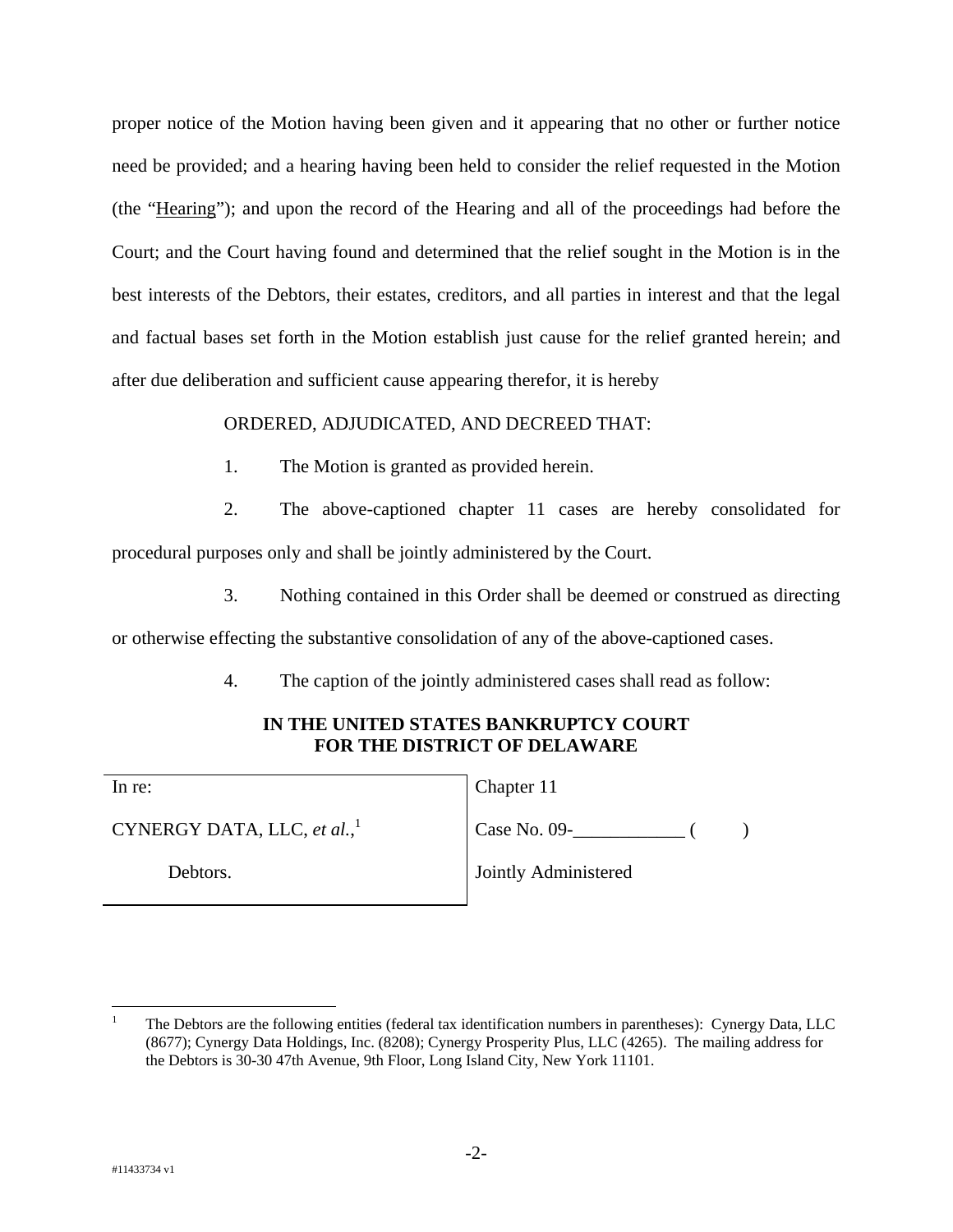proper notice of the Motion having been given and it appearing that no other or further notice need be provided; and a hearing having been held to consider the relief requested in the Motion (the "Hearing"); and upon the record of the Hearing and all of the proceedings had before the Court; and the Court having found and determined that the relief sought in the Motion is in the best interests of the Debtors, their estates, creditors, and all parties in interest and that the legal and factual bases set forth in the Motion establish just cause for the relief granted herein; and after due deliberation and sufficient cause appearing therefor, it is hereby

ORDERED, ADJUDICATED, AND DECREED THAT:

1. The Motion is granted as provided herein.

2. The above-captioned chapter 11 cases are hereby consolidated for procedural purposes only and shall be jointly administered by the Court.

3. Nothing contained in this Order shall be deemed or construed as directing or otherwise effecting the substantive consolidation of any of the above-captioned cases.

4. The caption of the jointly administered cases shall read as follow:

**IN THE UNITED STATES BANKRUPTCY COURT**
**FOR THE DISTRICT OF DELAWARE**

| | |
|---|---|
| In re: | Chapter 11 |
| CYNERGY DATA, LLC, *et al.*,[1] | Case No. 09-____________ (        ) |
| Debtors. | Jointly Administered |

[1] The Debtors are the following entities (federal tax identification numbers in parentheses): Cynergy Data, LLC (8677); Cynergy Data Holdings, Inc. (8208); Cynergy Prosperity Plus, LLC (4265). The mailing address for the Debtors is 30-30 47th Avenue, 9th Floor, Long Island City, New York 11101.

#11433734 v1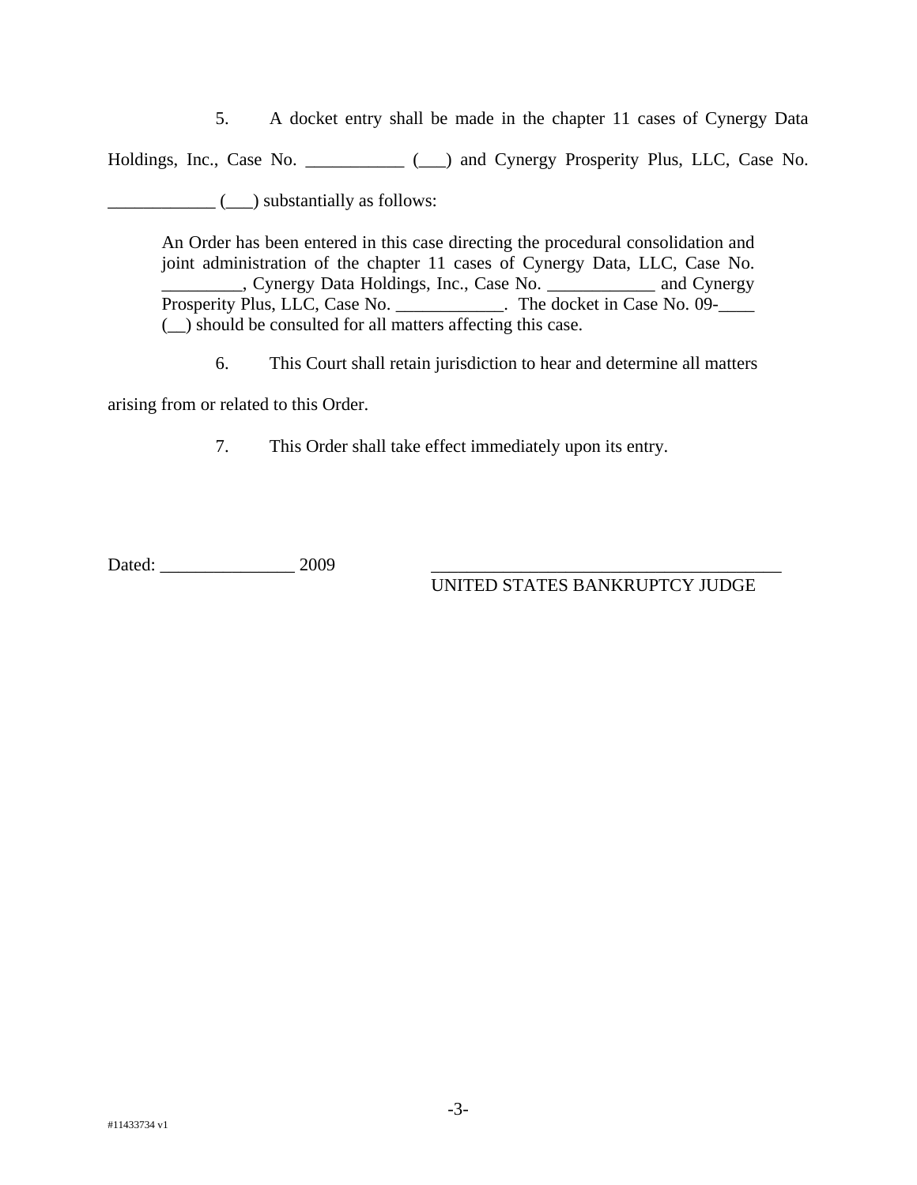5. A docket entry shall be made in the chapter 11 cases of Cynergy Data Holdings, Inc., Case No. ___________ (___) and Cynergy Prosperity Plus, LLC, Case No. ____________ (___) substantially as follows:

> An Order has been entered in this case directing the procedural consolidation and joint administration of the chapter 11 cases of Cynergy Data, LLC, Case No. _________, Cynergy Data Holdings, Inc., Case No. ____________ and Cynergy Prosperity Plus, LLC, Case No. ____________. The docket in Case No. 09-____ (__) should be consulted for all matters affecting this case.

6. This Court shall retain jurisdiction to hear and determine all matters arising from or related to this Order.

7. This Order shall take effect immediately upon its entry.

Dated: _______________ 2009

_______________________________________
UNITED STATES BANKRUPTCY JUDGE

#11433734 v1